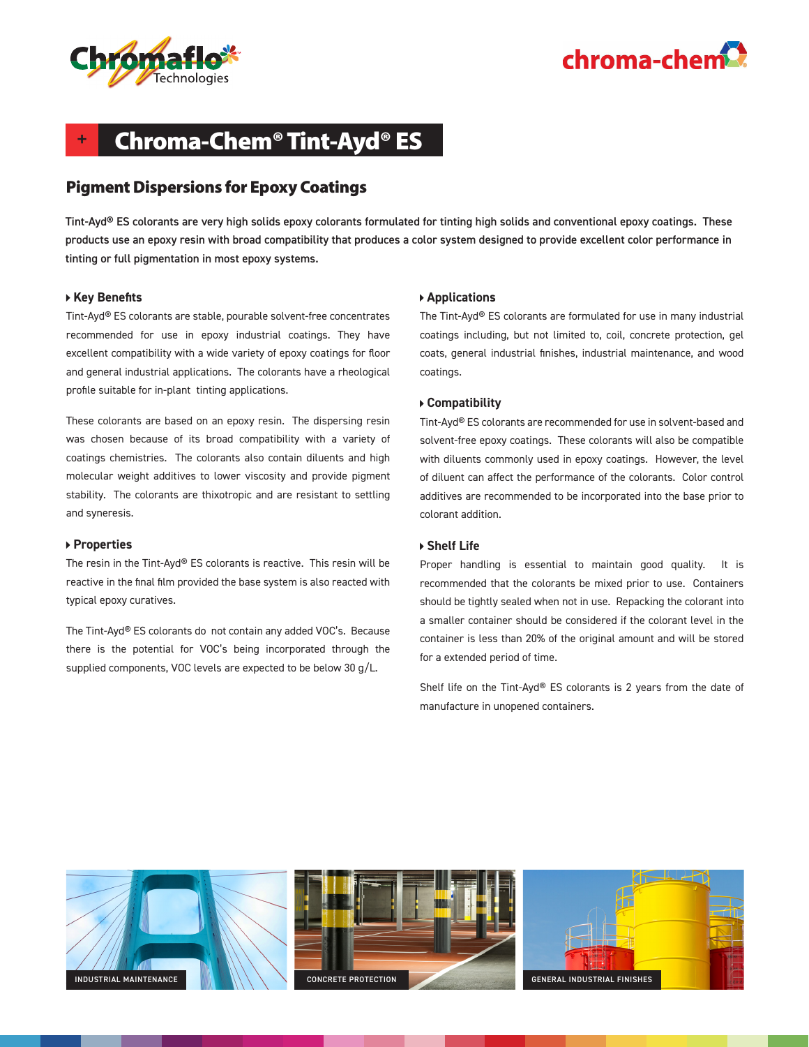# Chroma-Chem® Tint-Ayd® ES

## Pigment Dispersions for Epoxy Coatings

**Tint-Ayd® ES colorants are very high solids epoxy colorants formulated for tinting high solids and conventional epoxy coatings. These products use an epoxy resin with broad compatibility that produces a color system designed to provide excellent color performance in tinting or full pigmentation in most epoxy systems.**

### Key Benefits

Tint-Ayd® ES colorants are stable, pourable solvent-free concentrates recommended for use in epoxy industrial coatings. They have excellent compatibility with a wide variety of epoxy coatings for floor and general industrial applications. The colorants have a rheological profile suitable for in-plant tinting applications.

These colorants are based on an epoxy resin. The dispersing resin was chosen because of its broad compatibility with a variety of coatings chemistries. The colorants also contain diluents and high molecular weight additives to lower viscosity and provide pigment stability. The colorants are thixotropic and are resistant to settling and syneresis.

### Properties

The resin in the Tint-Ayd® ES colorants is reactive. This resin will be reactive in the final film provided the base system is also reacted with typical epoxy curatives.

The Tint-Ayd® ES colorants do not contain any added VOC's. Because there is the potential for VOC's being incorporated through the supplied components, VOC levels are expected to be below 30 g/L.

### Applications

The Tint-Ayd® ES colorants are formulated for use in many industrial coatings including, but not limited to, coil, concrete protection, gel coats, general industrial finishes, industrial maintenance, and wood coatings.

### Compatibility

Tint-Ayd® ES colorants are recommended for use in solvent-based and solvent-free epoxy coatings. These colorants will also be compatible with diluents commonly used in epoxy coatings. However, the level of diluent can affect the performance of the colorants. Color control additives are recommended to be incorporated into the base prior to colorant addition.

### Shelf Life

Proper handling is essential to maintain good quality. It is recommended that the colorants be mixed prior to use. Containers should be tightly sealed when not in use. Repacking the colorant into a smaller container should be considered if the colorant level in the container is less than 20% of the original amount and will be stored for a extended period of time.

Shelf life on the Tint-Ayd® ES colorants is 2 years from the date of manufacture in unopened containers.

INDUSTRIAL MAINTENANCE

CONCRETE PROTECTION

GENERAL INDUSTRIAL FINISHES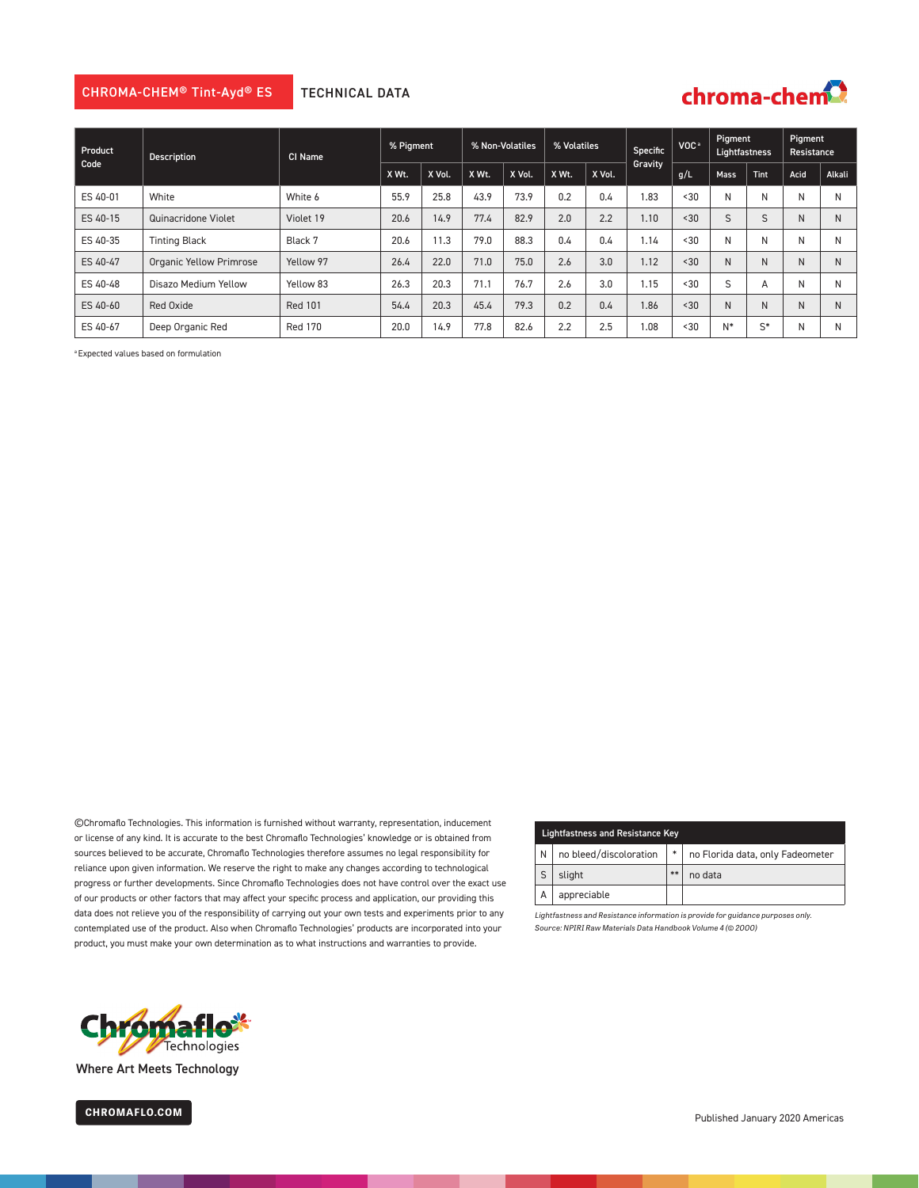CHROMA-CHEM® Tint-Ayd® ES TECHNICAL DATA

| Product Code | Description | CI Name | % Pigment | | % Non-Volatiles | | % Volatiles | | Specific Gravity | VOC[a] | Pigment Lightfastness | | Pigment Resistance | |
|---|---|---|---|---|---|---|---|---|---|---|---|---|---|---|
| | | | X Wt. | X Vol. | X Wt. | X Vol. | X Wt. | X Vol. | | g/L | Mass | Tint | Acid | Alkali |
| ES 40-01 | White | White 6 | 55.9 | 25.8 | 43.9 | 73.9 | 0.2 | 0.4 | 1.83 | <30 | N | N | N | N |
| ES 40-15 | Quinacridone Violet | Violet 19 | 20.6 | 14.9 | 77.4 | 82.9 | 2.0 | 2.2 | 1.10 | <30 | S | S | N | N |
| ES 40-35 | Tinting Black | Black 7 | 20.6 | 11.3 | 79.0 | 88.3 | 0.4 | 0.4 | 1.14 | <30 | N | N | N | N |
| ES 40-47 | Organic Yellow Primrose | Yellow 97 | 26.4 | 22.0 | 71.0 | 75.0 | 2.6 | 3.0 | 1.12 | <30 | N | N | N | N |
| ES 40-48 | Disazo Medium Yellow | Yellow 83 | 26.3 | 20.3 | 71.1 | 76.7 | 2.6 | 3.0 | 1.15 | <30 | S | A | N | N |
| ES 40-60 | Red Oxide | Red 101 | 54.4 | 20.3 | 45.4 | 79.3 | 0.2 | 0.4 | 1.86 | <30 | N | N | N | N |
| ES 40-67 | Deep Organic Red | Red 170 | 20.0 | 14.9 | 77.8 | 82.6 | 2.2 | 2.5 | 1.08 | <30 | N* | S* | N | N |

[a] Expected values based on formulation

©Chromaflo Technologies. This information is furnished without warranty, representation, inducement or license of any kind. It is accurate to the best Chromaflo Technologies' knowledge or is obtained from sources believed to be accurate, Chromaflo Technologies therefore assumes no legal responsibility for reliance upon given information. We reserve the right to make any changes according to technological progress or further developments. Since Chromaflo Technologies does not have control over the exact use of our products or other factors that may affect your specific process and application, our providing this data does not relieve you of the responsibility of carrying out your own tests and experiments prior to any contemplated use of the product. Also when Chromaflo Technologies' products are incorporated into your product, you must make your own determination as to what instructions and warranties to provide.

| Lightfastness and Resistance Key | | | |
|---|---|---|---|
| N | no bleed/discoloration | * | no Florida data, only Fadeometer |
| S | slight | ** | no data |
| A | appreciable | | |

*Lightfastness and Resistance information is provide for guidance purposes only.*
*Source: NPIRI Raw Materials Data Handbook Volume 4 (© 2000)*

Where Art Meets Technology

CHROMAFLO.COM

Published January 2020 Americas